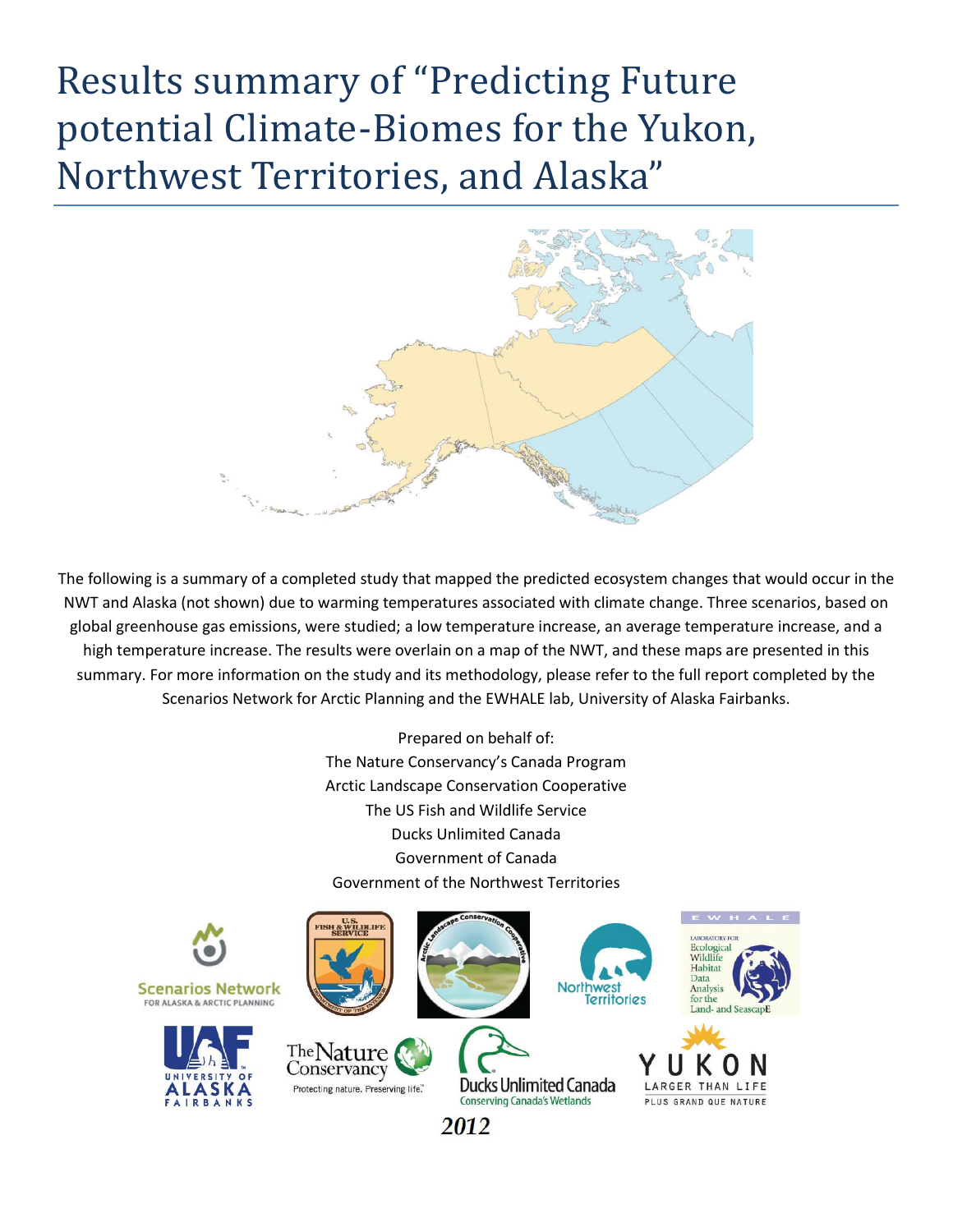# Results summary of "Predicting Future potential Climate-Biomes for the Yukon, Northwest Territories, and Alaska"

The following is a summary of a completed study that mapped the predicted ecosystem changes that would occur in the NWT and Alaska (not shown) due to warming temperatures associated with climate change. Three scenarios, based on global greenhouse gas emissions, were studied; a low temperature increase, an average temperature increase, and a high temperature increase. The results were overlain on a map of the NWT, and these maps are presented in this summary. For more information on the study and its methodology, please refer to the full report completed by the Scenarios Network for Arctic Planning and the EWHALE lab, University of Alaska Fairbanks.

Prepared on behalf of:
The Nature Conservancy's Canada Program
Arctic Landscape Conservation Cooperative
The US Fish and Wildlife Service
Ducks Unlimited Canada
Government of Canada
Government of the Northwest Territories

*2012*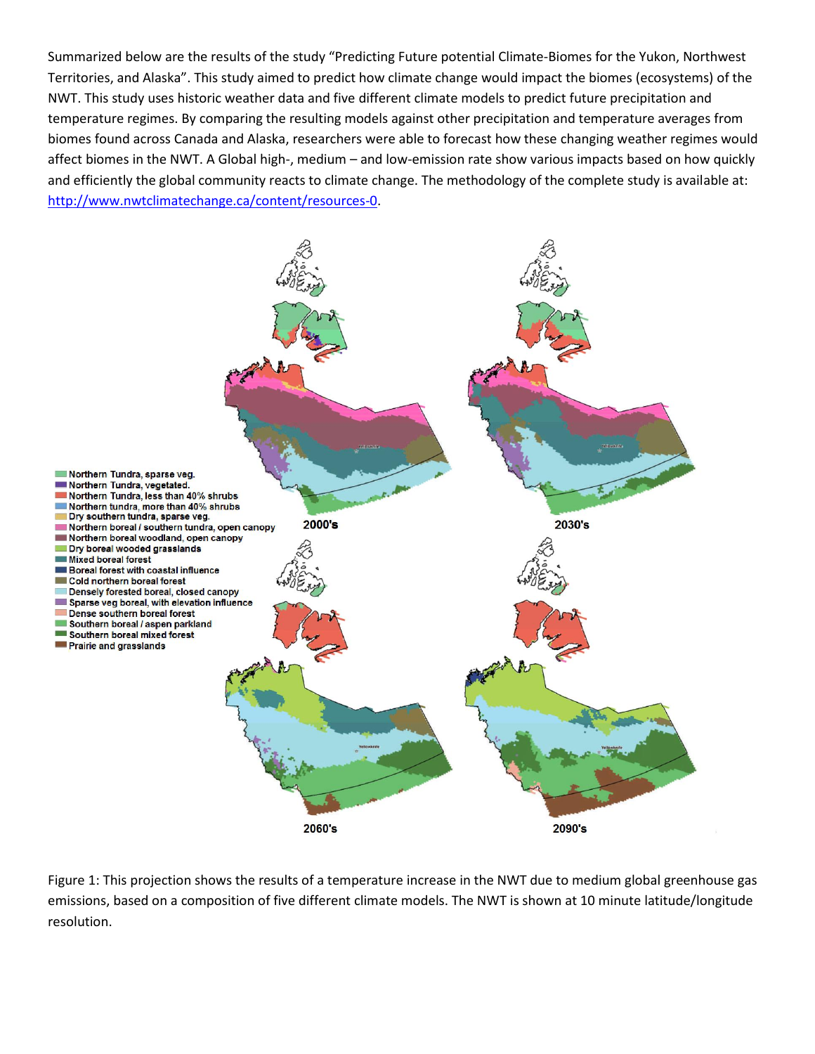Summarized below are the results of the study "Predicting Future potential Climate-Biomes for the Yukon, Northwest Territories, and Alaska". This study aimed to predict how climate change would impact the biomes (ecosystems) of the NWT. This study uses historic weather data and five different climate models to predict future precipitation and temperature regimes. By comparing the resulting models against other precipitation and temperature averages from biomes found across Canada and Alaska, researchers were able to forecast how these changing weather regimes would affect biomes in the NWT. A Global high-, medium – and low-emission rate show various impacts based on how quickly and efficiently the global community reacts to climate change. The methodology of the complete study is available at: http://www.nwtclimatechange.ca/content/resources-0.

- Northern Tundra, sparse veg.
- Northern Tundra, vegetated.
- Northern Tundra, less than 40% shrubs
- Northern tundra, more than 40% shrubs
- Dry southern tundra, sparse veg.
- Northern boreal / southern tundra, open canopy
- Northern boreal woodland, open canopy
- Dry boreal wooded grasslands
- Mixed boreal forest
- Boreal forest with coastal influence
- Cold northern boreal forest
- Densely forested boreal, closed canopy
- Sparse veg boreal, with elevation influence
- Dense southern boreal forest
- Southern boreal / aspen parkland
- Southern boreal mixed forest
- Prairie and grasslands

2000's

2030's

2060's

2090's

Figure 1: This projection shows the results of a temperature increase in the NWT due to medium global greenhouse gas emissions, based on a composition of five different climate models. The NWT is shown at 10 minute latitude/longitude resolution.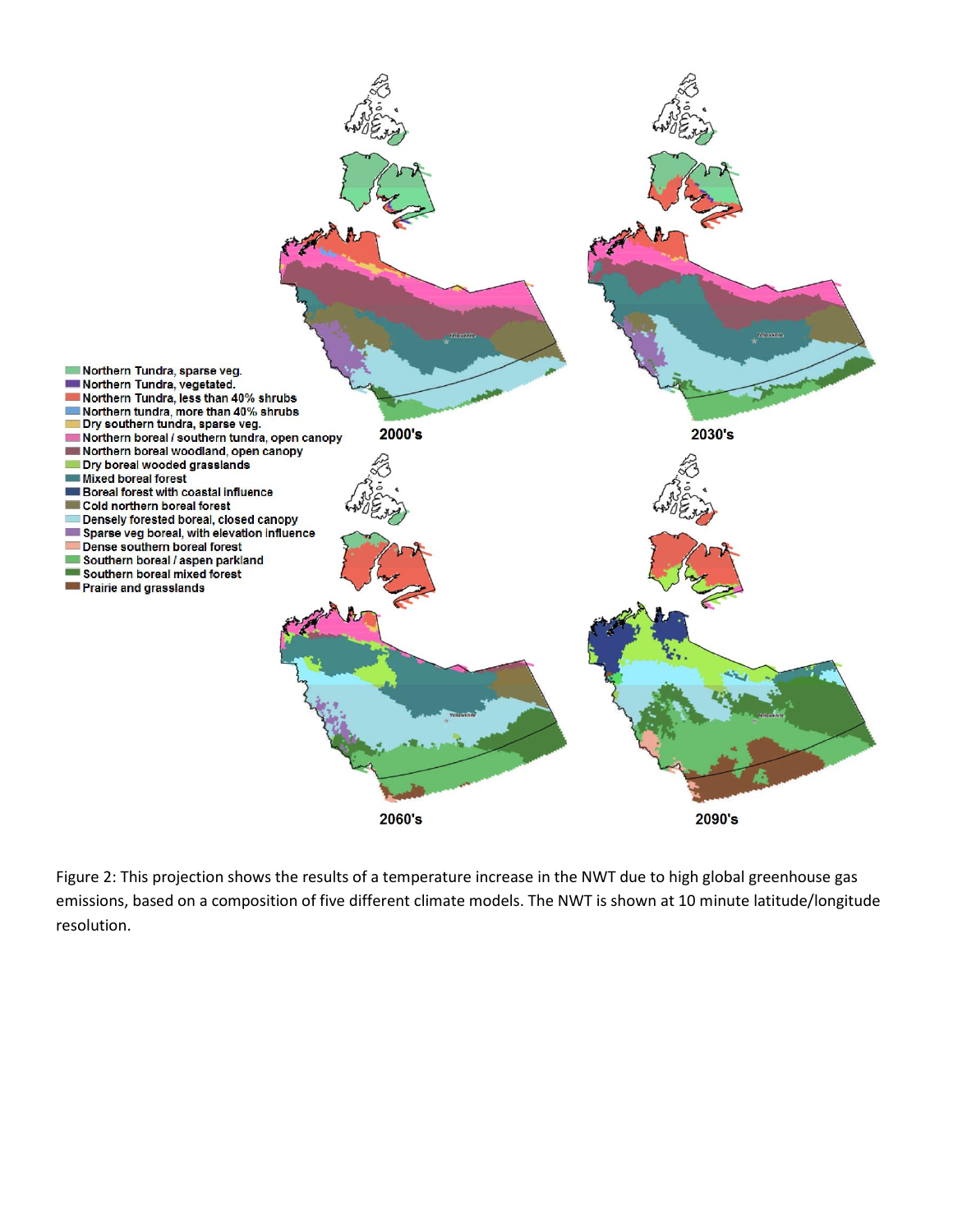Figure 2: This projection shows the results of a temperature increase in the NWT due to high global greenhouse gas emissions, based on a composition of five different climate models. The NWT is shown at 10 minute latitude/longitude resolution.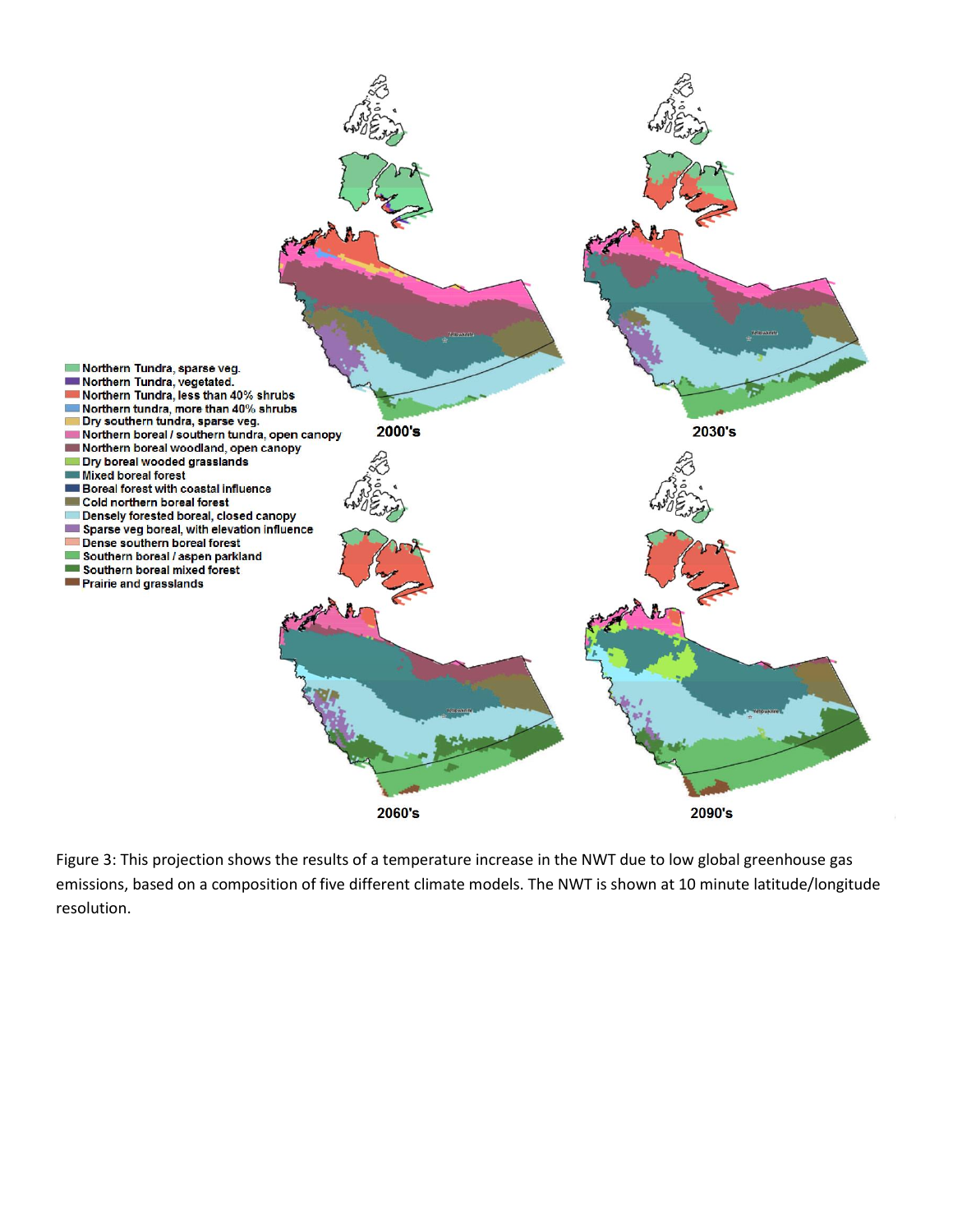Figure 3: This projection shows the results of a temperature increase in the NWT due to low global greenhouse gas emissions, based on a composition of five different climate models. The NWT is shown at 10 minute latitude/longitude resolution.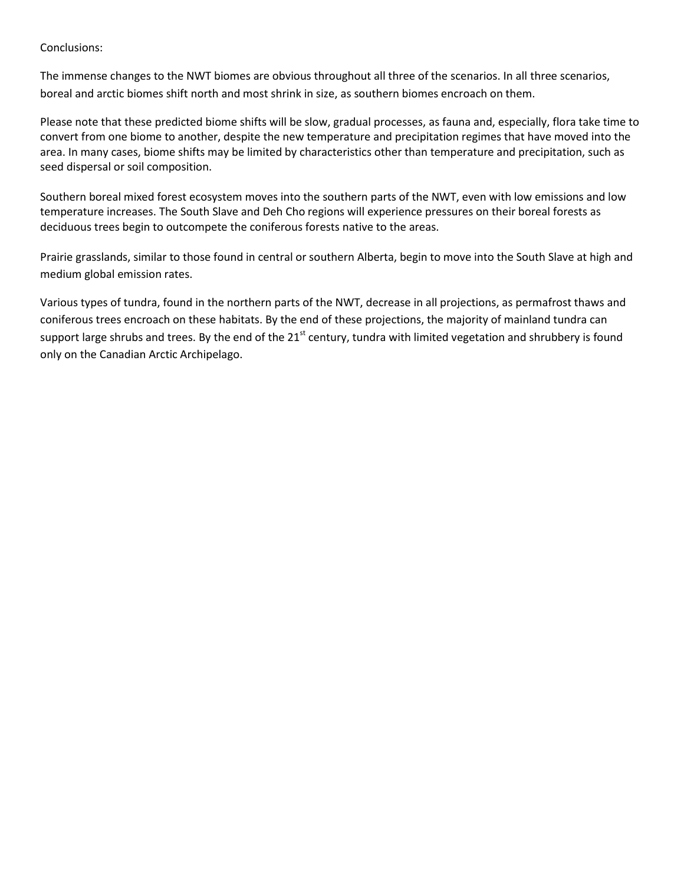Conclusions:

The immense changes to the NWT biomes are obvious throughout all three of the scenarios. In all three scenarios, boreal and arctic biomes shift north and most shrink in size, as southern biomes encroach on them.

Please note that these predicted biome shifts will be slow, gradual processes, as fauna and, especially, flora take time to convert from one biome to another, despite the new temperature and precipitation regimes that have moved into the area. In many cases, biome shifts may be limited by characteristics other than temperature and precipitation, such as seed dispersal or soil composition.

Southern boreal mixed forest ecosystem moves into the southern parts of the NWT, even with low emissions and low temperature increases. The South Slave and Deh Cho regions will experience pressures on their boreal forests as deciduous trees begin to outcompete the coniferous forests native to the areas.

Prairie grasslands, similar to those found in central or southern Alberta, begin to move into the South Slave at high and medium global emission rates.

Various types of tundra, found in the northern parts of the NWT, decrease in all projections, as permafrost thaws and coniferous trees encroach on these habitats. By the end of these projections, the majority of mainland tundra can support large shrubs and trees. By the end of the 21st century, tundra with limited vegetation and shrubbery is found only on the Canadian Arctic Archipelago.